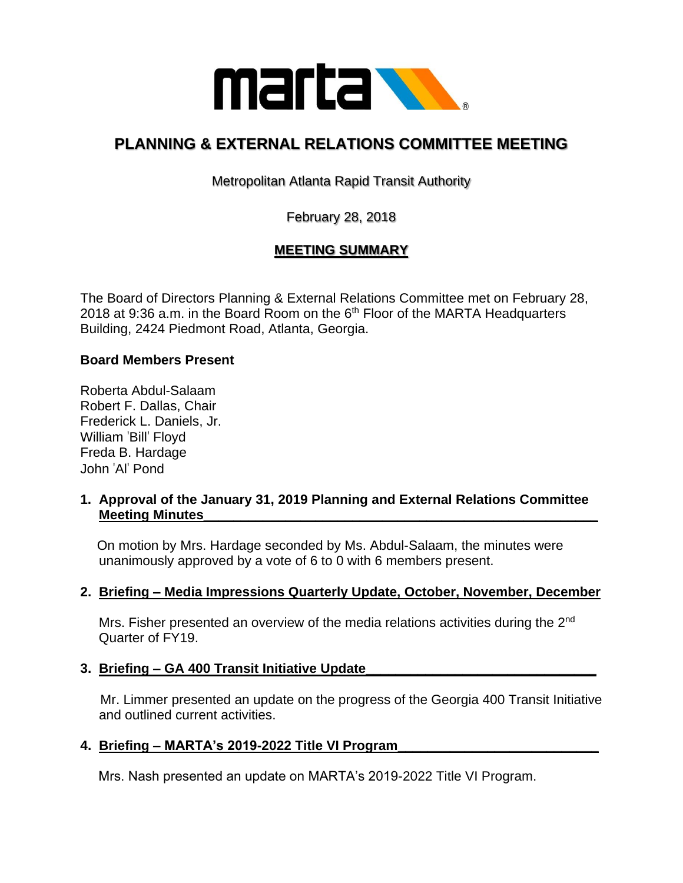# PLANNING & EXTERNAL RELATIONS COMMITTEE MEETING

Metropolitan Atlanta Rapid Transit Authority

February 28, 2018

## MEETING SUMMARY

The Board of Directors Planning & External Relations Committee met on February 28, 2018 at 9:36 a.m. in the Board Room on the 6th Floor of the MARTA Headquarters Building, 2424 Piedmont Road, Atlanta, Georgia.

**Board Members Present**

Roberta Abdul-Salaam
Robert F. Dallas, Chair
Frederick L. Daniels, Jr.
William 'Bill' Floyd
Freda B. Hardage
John 'Al' Pond

**1. Approval of the January 31, 2019 Planning and External Relations Committee Meeting Minutes**

On motion by Mrs. Hardage seconded by Ms. Abdul-Salaam, the minutes were unanimously approved by a vote of 6 to 0 with 6 members present.

**2. Briefing – Media Impressions Quarterly Update, October, November, December**

Mrs. Fisher presented an overview of the media relations activities during the 2nd Quarter of FY19.

**3. Briefing – GA 400 Transit Initiative Update**

Mr. Limmer presented an update on the progress of the Georgia 400 Transit Initiative and outlined current activities.

**4. Briefing – MARTA's 2019-2022 Title VI Program**

Mrs. Nash presented an update on MARTA's 2019-2022 Title VI Program.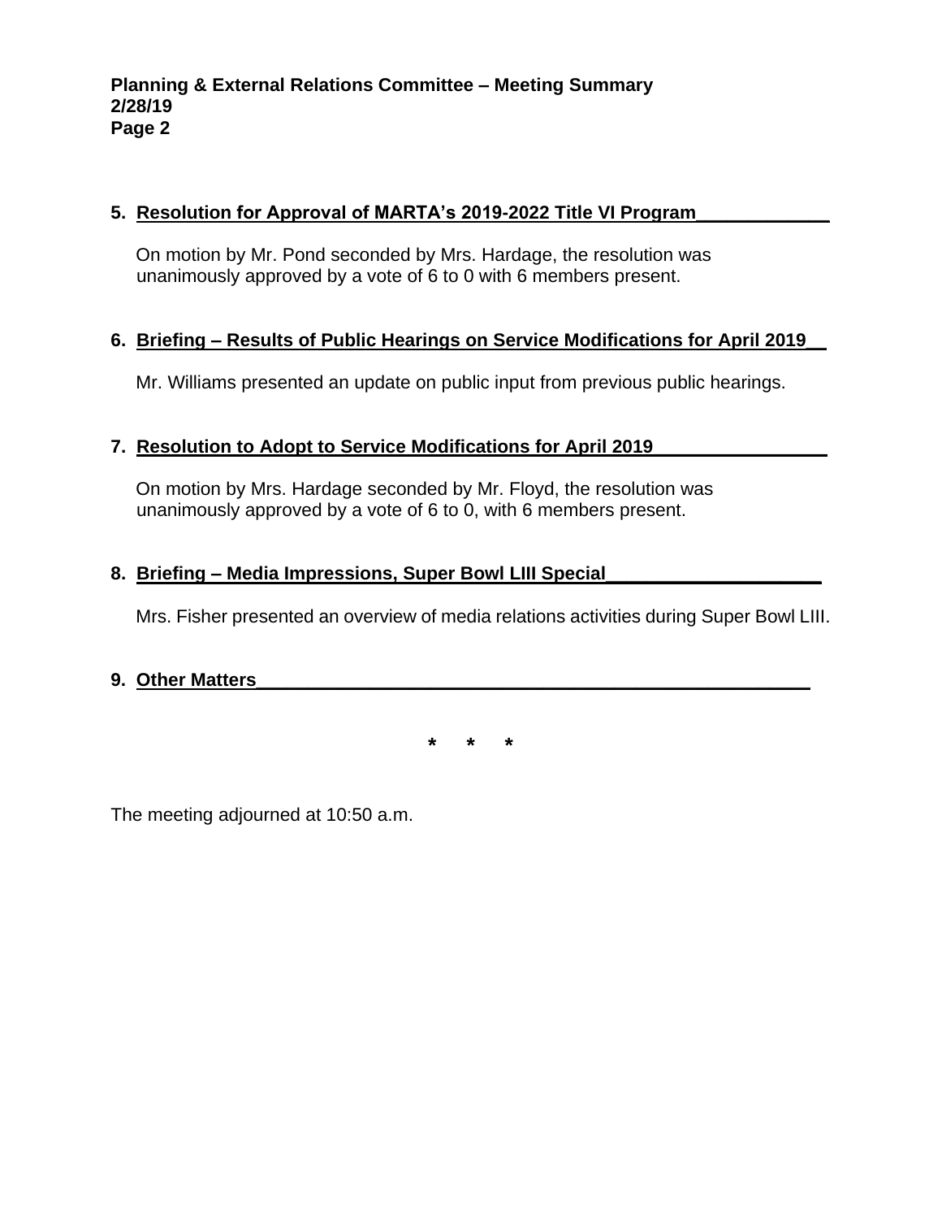**5. Resolution for Approval of MARTA's 2019-2022 Title VI Program**

On motion by Mr. Pond seconded by Mrs. Hardage, the resolution was unanimously approved by a vote of 6 to 0 with 6 members present.

**6. Briefing – Results of Public Hearings on Service Modifications for April 2019**

Mr. Williams presented an update on public input from previous public hearings.

**7. Resolution to Adopt to Service Modifications for April 2019**

On motion by Mrs. Hardage seconded by Mr. Floyd, the resolution was unanimously approved by a vote of 6 to 0, with 6 members present.

**8. Briefing – Media Impressions, Super Bowl LIII Special**

Mrs. Fisher presented an overview of media relations activities during Super Bowl LIII.

**9. Other Matters**

\* \* \*

The meeting adjourned at 10:50 a.m.